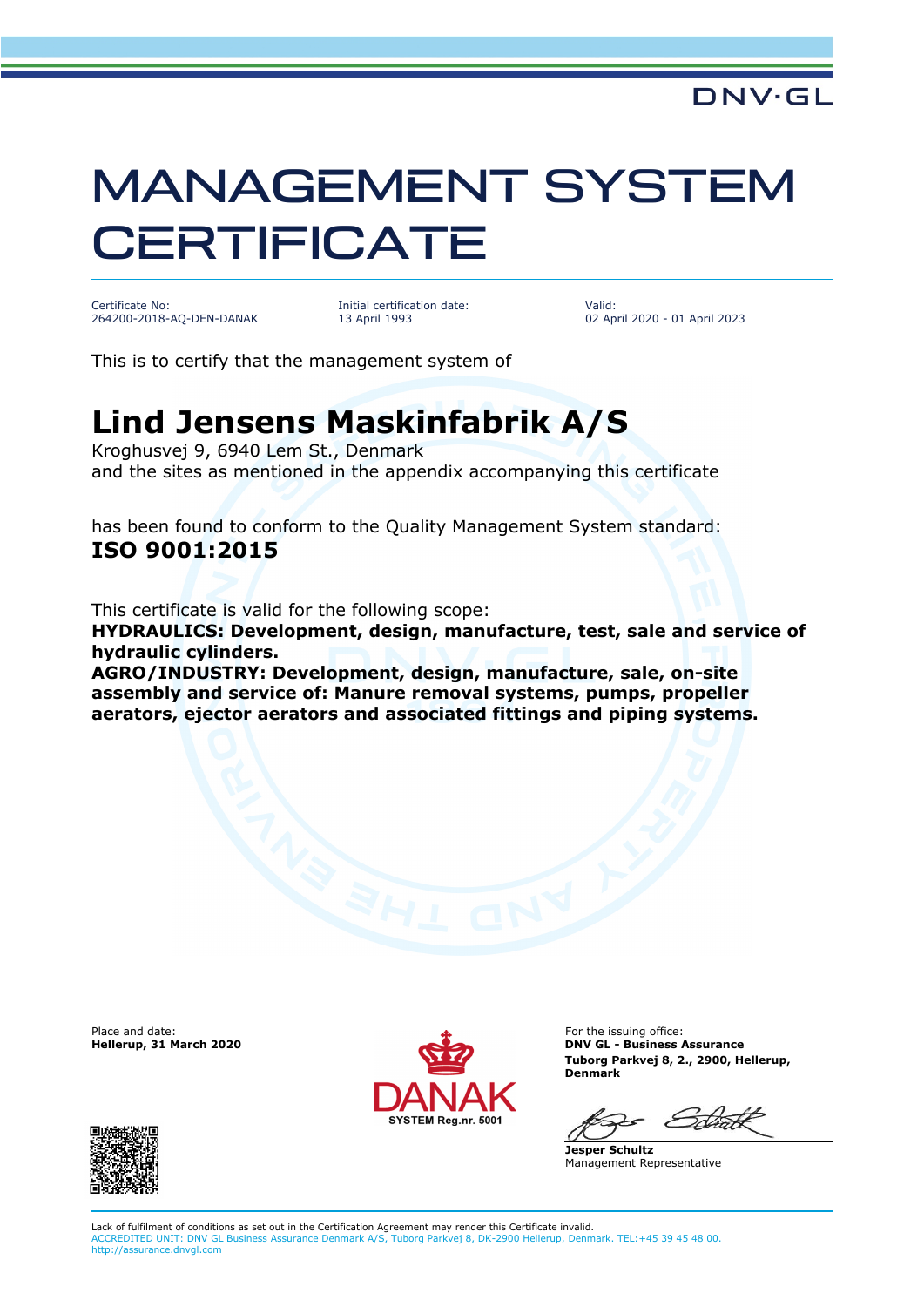DNV·GL

# MANAGEMENT SYSTEM CERTIFICATE

| Certificate No: | Initial certification date: | Valid: |
|---|---|---|
| 264200-2018-AQ-DEN-DANAK | 13 April 1993 | 02 April 2020 - 01 April 2023 |

This is to certify that the management system of

## Lind Jensens Maskinfabrik A/S

Kroghusvej 9, 6940 Lem St., Denmark
and the sites as mentioned in the appendix accompanying this certificate

has been found to conform to the Quality Management System standard:
**ISO 9001:2015**

This certificate is valid for the following scope:
**HYDRAULICS: Development, design, manufacture, test, sale and service of hydraulic cylinders.**
**AGRO/INDUSTRY: Development, design, manufacture, sale, on-site assembly and service of: Manure removal systems, pumps, propeller aerators, ejector aerators and associated fittings and piping systems.**

Place and date:
**Hellerup, 31 March 2020**

DANAK
SYSTEM Reg.nr. 5001

For the issuing office:
**DNV GL - Business Assurance**
**Tuborg Parkvej 8, 2., 2900, Hellerup, Denmark**

**Jesper Schultz**
Management Representative

Lack of fulfilment of conditions as set out in the Certification Agreement may render this Certificate invalid.
ACCREDITED UNIT: DNV GL Business Assurance Denmark A/S, Tuborg Parkvej 8, DK-2900 Hellerup, Denmark. TEL:+45 39 45 48 00. http://assurance.dnvgl.com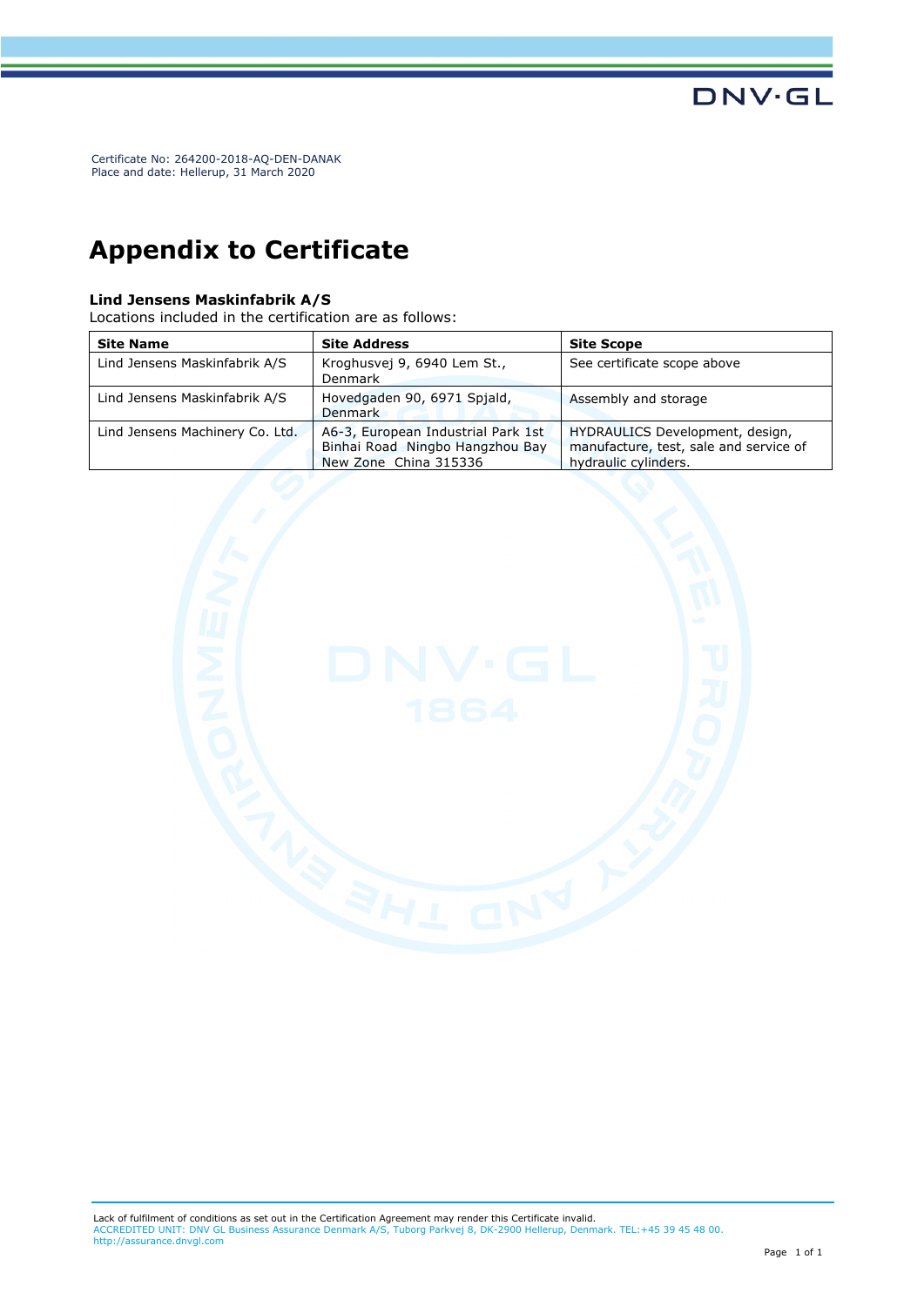Certificate No: 264200-2018-AQ-DEN-DANAK
Place and date: Hellerup, 31 March 2020

# Appendix to Certificate

**Lind Jensens Maskinfabrik A/S**
Locations included in the certification are as follows:

| Site Name | Site Address | Site Scope |
|---|---|---|
| Lind Jensens Maskinfabrik A/S | Kroghusvej 9, 6940 Lem St., Denmark | See certificate scope above |
| Lind Jensens Maskinfabrik A/S | Hovedgaden 90, 6971 Spjald, Denmark | Assembly and storage |
| Lind Jensens Machinery Co. Ltd. | A6-3, European Industrial Park 1st Binhai Road Ningbo Hangzhou Bay New Zone China 315336 | HYDRAULICS Development, design, manufacture, test, sale and service of hydraulic cylinders. |

Lack of fulfilment of conditions as set out in the Certification Agreement may render this Certificate invalid.
ACCREDITED UNIT: DNV GL Business Assurance Denmark A/S, Tuborg Parkvej 8, DK-2900 Hellerup, Denmark. TEL:+45 39 45 48 00. http://assurance.dnvgl.com